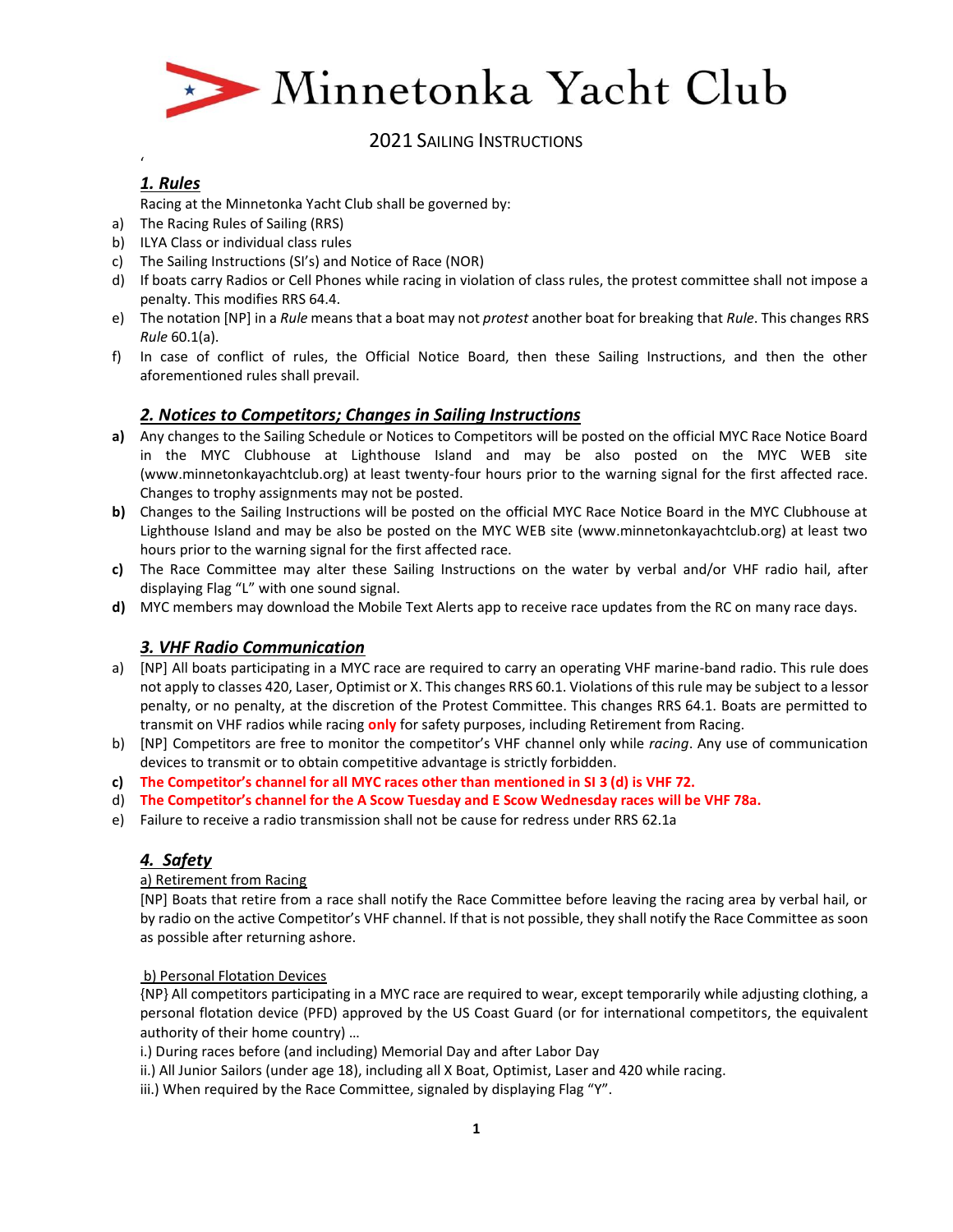# Minnetonka Yacht Club

## 2021 Sailing Instructions

### *1. Rules*

Racing at the Minnetonka Yacht Club shall be governed by:

a) The Racing Rules of Sailing (RRS)
b) ILYA Class or individual class rules
c) The Sailing Instructions (SI's) and Notice of Race (NOR)
d) If boats carry Radios or Cell Phones while racing in violation of class rules, the protest committee shall not impose a penalty. This modifies RRS 64.4.
e) The notation [NP] in a *Rule* means that a boat may not *protest* another boat for breaking that *Rule*. This changes RRS *Rule* 60.1(a).
f) In case of conflict of rules, the Official Notice Board, then these Sailing Instructions, and then the other aforementioned rules shall prevail.

### *2. Notices to Competitors; Changes in Sailing Instructions*

**a)** Any changes to the Sailing Schedule or Notices to Competitors will be posted on the official MYC Race Notice Board in the MYC Clubhouse at Lighthouse Island and may be also posted on the MYC WEB site (www.minnetonkayachtclub.org) at least twenty-four hours prior to the warning signal for the first affected race. Changes to trophy assignments may not be posted.
**b)** Changes to the Sailing Instructions will be posted on the official MYC Race Notice Board in the MYC Clubhouse at Lighthouse Island and may be also be posted on the MYC WEB site (www.minnetonkayachtclub.org) at least two hours prior to the warning signal for the first affected race.
**c)** The Race Committee may alter these Sailing Instructions on the water by verbal and/or VHF radio hail, after displaying Flag "L" with one sound signal.
**d)** MYC members may download the Mobile Text Alerts app to receive race updates from the RC on many race days.

### *3. VHF Radio Communication*

a) [NP] All boats participating in a MYC race are required to carry an operating VHF marine-band radio. This rule does not apply to classes 420, Laser, Optimist or X. This changes RRS 60.1. Violations of this rule may be subject to a lessor penalty, or no penalty, at the discretion of the Protest Committee. This changes RRS 64.1. Boats are permitted to transmit on VHF radios while racing **only** for safety purposes, including Retirement from Racing.
b) [NP] Competitors are free to monitor the competitor's VHF channel only while *racing*. Any use of communication devices to transmit or to obtain competitive advantage is strictly forbidden.
**c) The Competitor's channel for all MYC races other than mentioned in SI 3 (d) is VHF 72.**
d) **The Competitor's channel for the A Scow Tuesday and E Scow Wednesday races will be VHF 78a.**
e) Failure to receive a radio transmission shall not be cause for redress under RRS 62.1a

### *4. Safety*

a) Retirement from Racing

[NP] Boats that retire from a race shall notify the Race Committee before leaving the racing area by verbal hail, or by radio on the active Competitor's VHF channel. If that is not possible, they shall notify the Race Committee as soon as possible after returning ashore.

b) Personal Flotation Devices

{NP} All competitors participating in a MYC race are required to wear, except temporarily while adjusting clothing, a personal flotation device (PFD) approved by the US Coast Guard (or for international competitors, the equivalent authority of their home country) …

i.) During races before (and including) Memorial Day and after Labor Day
ii.) All Junior Sailors (under age 18), including all X Boat, Optimist, Laser and 420 while racing.
iii.) When required by the Race Committee, signaled by displaying Flag "Y".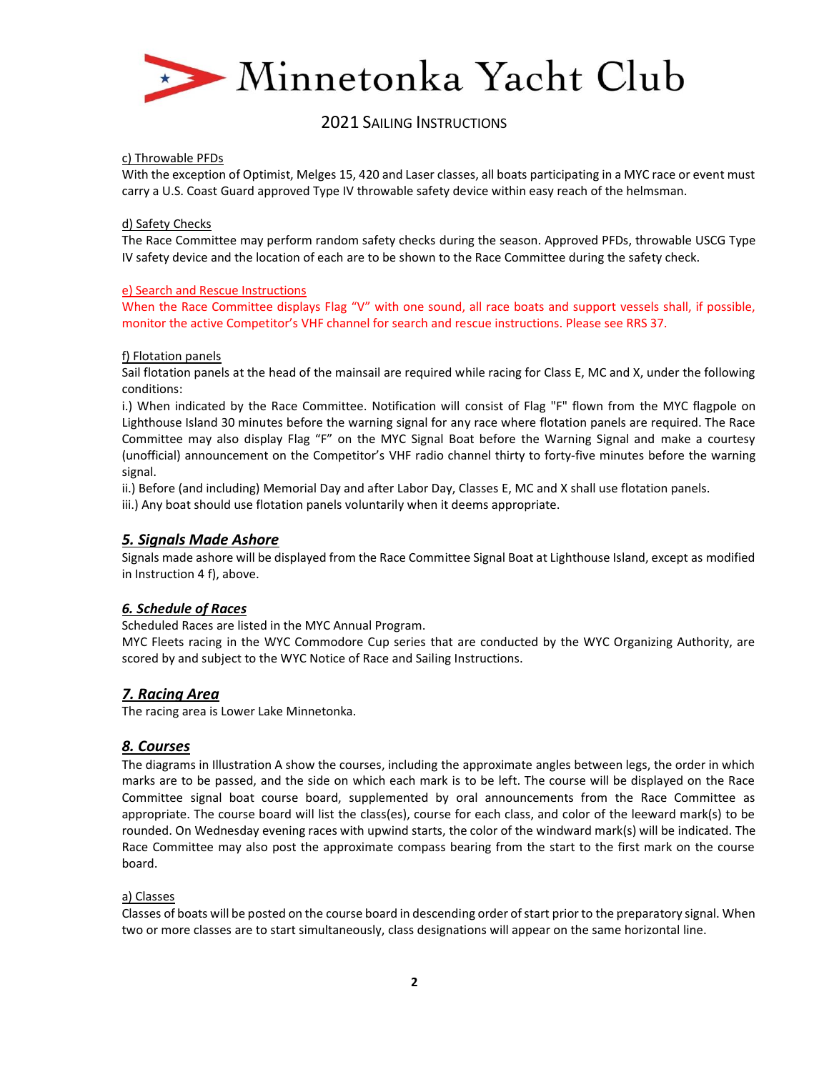c) Throwable PFDs

With the exception of Optimist, Melges 15, 420 and Laser classes, all boats participating in a MYC race or event must carry a U.S. Coast Guard approved Type IV throwable safety device within easy reach of the helmsman.

d) Safety Checks

The Race Committee may perform random safety checks during the season. Approved PFDs, throwable USCG Type IV safety device and the location of each are to be shown to the Race Committee during the safety check.

e) Search and Rescue Instructions

When the Race Committee displays Flag "V" with one sound, all race boats and support vessels shall, if possible, monitor the active Competitor's VHF channel for search and rescue instructions. Please see RRS 37.

f) Flotation panels

Sail flotation panels at the head of the mainsail are required while racing for Class E, MC and X, under the following conditions:

i.) When indicated by the Race Committee. Notification will consist of Flag "F" flown from the MYC flagpole on Lighthouse Island 30 minutes before the warning signal for any race where flotation panels are required. The Race Committee may also display Flag "F" on the MYC Signal Boat before the Warning Signal and make a courtesy (unofficial) announcement on the Competitor's VHF radio channel thirty to forty-five minutes before the warning signal.

ii.) Before (and including) Memorial Day and after Labor Day, Classes E, MC and X shall use flotation panels.

iii.) Any boat should use flotation panels voluntarily when it deems appropriate.

## 5. Signals Made Ashore

Signals made ashore will be displayed from the Race Committee Signal Boat at Lighthouse Island, except as modified in Instruction 4 f), above.

## 6. Schedule of Races

Scheduled Races are listed in the MYC Annual Program.

MYC Fleets racing in the WYC Commodore Cup series that are conducted by the WYC Organizing Authority, are scored by and subject to the WYC Notice of Race and Sailing Instructions.

## 7. Racing Area

The racing area is Lower Lake Minnetonka.

## 8. Courses

The diagrams in Illustration A show the courses, including the approximate angles between legs, the order in which marks are to be passed, and the side on which each mark is to be left. The course will be displayed on the Race Committee signal boat course board, supplemented by oral announcements from the Race Committee as appropriate. The course board will list the class(es), course for each class, and color of the leeward mark(s) to be rounded. On Wednesday evening races with upwind starts, the color of the windward mark(s) will be indicated. The Race Committee may also post the approximate compass bearing from the start to the first mark on the course board.

a) Classes

Classes of boats will be posted on the course board in descending order of start prior to the preparatory signal. When two or more classes are to start simultaneously, class designations will appear on the same horizontal line.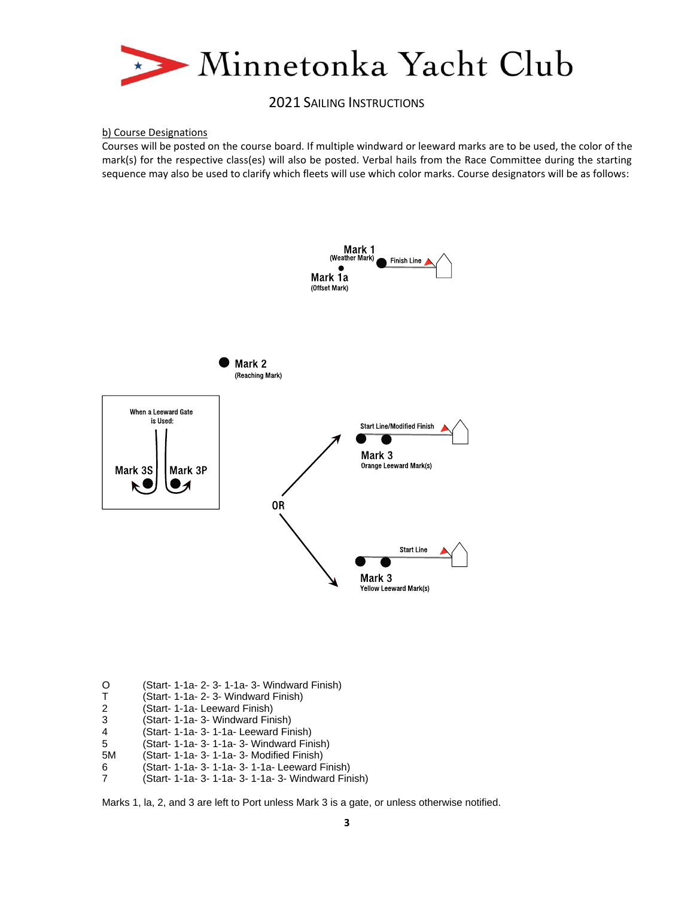b) Course Designations

Courses will be posted on the course board. If multiple windward or leeward marks are to be used, the color of the mark(s) for the respective class(es) will also be posted. Verbal hails from the Race Committee during the starting sequence may also be used to clarify which fleets will use which color marks. Course designators will be as follows:

Mark 1 (Weather Mark) — Finish Line

Mark 1a (Offset Mark)

Mark 2 (Reaching Mark)

When a Leeward Gate is Used: Mark 3S, Mark 3P

Start Line/Modified Finish — Mark 3 Orange Leeward Mark(s)

OR

Start Line — Mark 3 Yellow Leeward Mark(s)

| | |
|---|---|
| O | (Start- 1-1a- 2- 3- 1-1a- 3- Windward Finish) |
| T | (Start- 1-1a- 2- 3- Windward Finish) |
| 2 | (Start- 1-1a- Leeward Finish) |
| 3 | (Start- 1-1a- 3- Windward Finish) |
| 4 | (Start- 1-1a- 3- 1-1a- Leeward Finish) |
| 5 | (Start- 1-1a- 3- 1-1a- 3- Windward Finish) |
| 5M | (Start- 1-1a- 3- 1-1a- 3- Modified Finish) |
| 6 | (Start- 1-1a- 3- 1-1a- 3- 1-1a- Leeward Finish) |
| 7 | (Start- 1-1a- 3- 1-1a- 3- 1-1a- 3- Windward Finish) |

Marks 1, la, 2, and 3 are left to Port unless Mark 3 is a gate, or unless otherwise notified.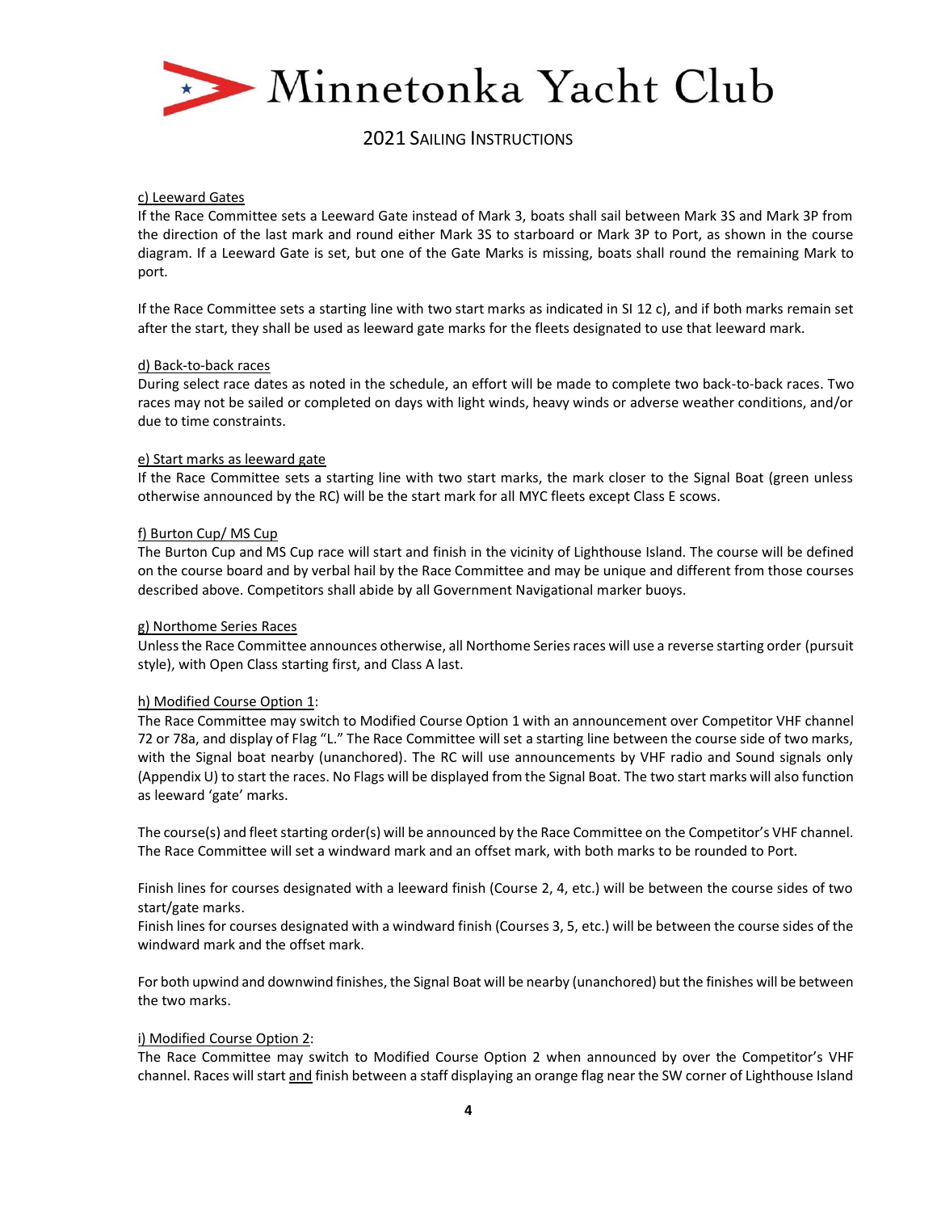c) Leeward Gates

If the Race Committee sets a Leeward Gate instead of Mark 3, boats shall sail between Mark 3S and Mark 3P from the direction of the last mark and round either Mark 3S to starboard or Mark 3P to Port, as shown in the course diagram. If a Leeward Gate is set, but one of the Gate Marks is missing, boats shall round the remaining Mark to port.

If the Race Committee sets a starting line with two start marks as indicated in SI 12 c), and if both marks remain set after the start, they shall be used as leeward gate marks for the fleets designated to use that leeward mark.

d) Back-to-back races

During select race dates as noted in the schedule, an effort will be made to complete two back-to-back races. Two races may not be sailed or completed on days with light winds, heavy winds or adverse weather conditions, and/or due to time constraints.

e) Start marks as leeward gate

If the Race Committee sets a starting line with two start marks, the mark closer to the Signal Boat (green unless otherwise announced by the RC) will be the start mark for all MYC fleets except Class E scows.

f) Burton Cup/ MS Cup

The Burton Cup and MS Cup race will start and finish in the vicinity of Lighthouse Island. The course will be defined on the course board and by verbal hail by the Race Committee and may be unique and different from those courses described above. Competitors shall abide by all Government Navigational marker buoys.

g) Northome Series Races

Unless the Race Committee announces otherwise, all Northome Series races will use a reverse starting order (pursuit style), with Open Class starting first, and Class A last.

h) Modified Course Option 1:

The Race Committee may switch to Modified Course Option 1 with an announcement over Competitor VHF channel 72 or 78a, and display of Flag "L." The Race Committee will set a starting line between the course side of two marks, with the Signal boat nearby (unanchored). The RC will use announcements by VHF radio and Sound signals only (Appendix U) to start the races. No Flags will be displayed from the Signal Boat. The two start marks will also function as leeward 'gate' marks.

The course(s) and fleet starting order(s) will be announced by the Race Committee on the Competitor's VHF channel. The Race Committee will set a windward mark and an offset mark, with both marks to be rounded to Port.

Finish lines for courses designated with a leeward finish (Course 2, 4, etc.) will be between the course sides of two start/gate marks.
Finish lines for courses designated with a windward finish (Courses 3, 5, etc.) will be between the course sides of the windward mark and the offset mark.

For both upwind and downwind finishes, the Signal Boat will be nearby (unanchored) but the finishes will be between the two marks.

i) Modified Course Option 2:

The Race Committee may switch to Modified Course Option 2 when announced by over the Competitor's VHF channel. Races will start and finish between a staff displaying an orange flag near the SW corner of Lighthouse Island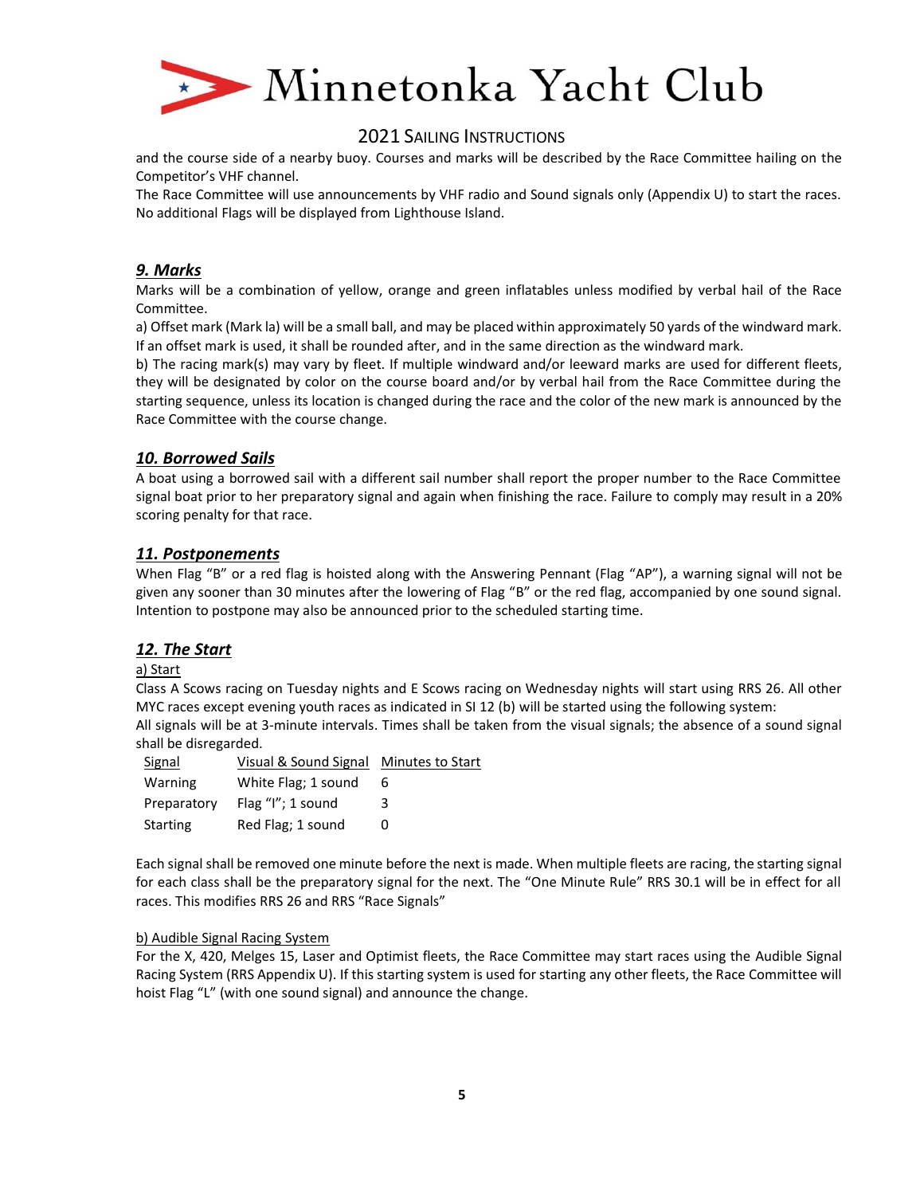and the course side of a nearby buoy. Courses and marks will be described by the Race Committee hailing on the Competitor's VHF channel.

The Race Committee will use announcements by VHF radio and Sound signals only (Appendix U) to start the races. No additional Flags will be displayed from Lighthouse Island.

## *9. Marks*

Marks will be a combination of yellow, orange and green inflatables unless modified by verbal hail of the Race Committee.

a) Offset mark (Mark la) will be a small ball, and may be placed within approximately 50 yards of the windward mark. If an offset mark is used, it shall be rounded after, and in the same direction as the windward mark.

b) The racing mark(s) may vary by fleet. If multiple windward and/or leeward marks are used for different fleets, they will be designated by color on the course board and/or by verbal hail from the Race Committee during the starting sequence, unless its location is changed during the race and the color of the new mark is announced by the Race Committee with the course change.

## *10. Borrowed Sails*

A boat using a borrowed sail with a different sail number shall report the proper number to the Race Committee signal boat prior to her preparatory signal and again when finishing the race. Failure to comply may result in a 20% scoring penalty for that race.

## *11. Postponements*

When Flag "B" or a red flag is hoisted along with the Answering Pennant (Flag "AP"), a warning signal will not be given any sooner than 30 minutes after the lowering of Flag "B" or the red flag, accompanied by one sound signal. Intention to postpone may also be announced prior to the scheduled starting time.

## *12. The Start*

a) Start

Class A Scows racing on Tuesday nights and E Scows racing on Wednesday nights will start using RRS 26. All other MYC races except evening youth races as indicated in SI 12 (b) will be started using the following system:

All signals will be at 3-minute intervals. Times shall be taken from the visual signals; the absence of a sound signal shall be disregarded.

| Signal | Visual & Sound Signal | Minutes to Start |
|---|---|---|
| Warning | White Flag; 1 sound | 6 |
| Preparatory | Flag "I"; 1 sound | 3 |
| Starting | Red Flag; 1 sound | 0 |

Each signal shall be removed one minute before the next is made. When multiple fleets are racing, the starting signal for each class shall be the preparatory signal for the next. The "One Minute Rule" RRS 30.1 will be in effect for all races. This modifies RRS 26 and RRS "Race Signals"

b) Audible Signal Racing System

For the X, 420, Melges 15, Laser and Optimist fleets, the Race Committee may start races using the Audible Signal Racing System (RRS Appendix U). If this starting system is used for starting any other fleets, the Race Committee will hoist Flag "L" (with one sound signal) and announce the change.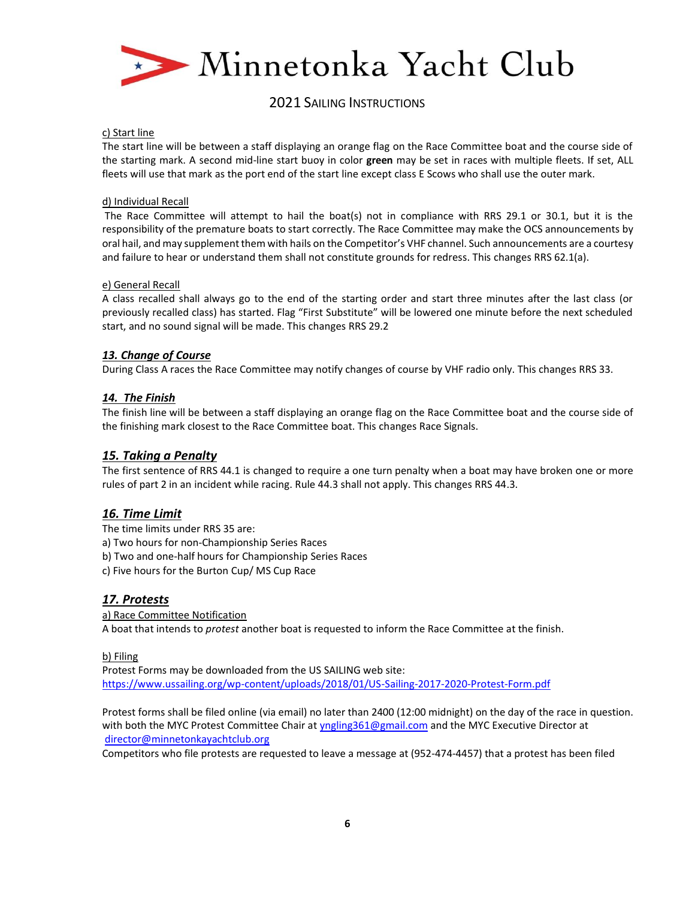c) Start line

The start line will be between a staff displaying an orange flag on the Race Committee boat and the course side of the starting mark. A second mid-line start buoy in color **green** may be set in races with multiple fleets. If set, ALL fleets will use that mark as the port end of the start line except class E Scows who shall use the outer mark.

d) Individual Recall

The Race Committee will attempt to hail the boat(s) not in compliance with RRS 29.1 or 30.1, but it is the responsibility of the premature boats to start correctly. The Race Committee may make the OCS announcements by oral hail, and may supplement them with hails on the Competitor's VHF channel. Such announcements are a courtesy and failure to hear or understand them shall not constitute grounds for redress. This changes RRS 62.1(a).

e) General Recall

A class recalled shall always go to the end of the starting order and start three minutes after the last class (or previously recalled class) has started. Flag "First Substitute" will be lowered one minute before the next scheduled start, and no sound signal will be made. This changes RRS 29.2

## *13. Change of Course*

During Class A races the Race Committee may notify changes of course by VHF radio only. This changes RRS 33.

## *14. The Finish*

The finish line will be between a staff displaying an orange flag on the Race Committee boat and the course side of the finishing mark closest to the Race Committee boat. This changes Race Signals.

## *15. Taking a Penalty*

The first sentence of RRS 44.1 is changed to require a one turn penalty when a boat may have broken one or more rules of part 2 in an incident while racing. Rule 44.3 shall not apply. This changes RRS 44.3.

## *16. Time Limit*

The time limits under RRS 35 are:

a) Two hours for non-Championship Series Races
b) Two and one-half hours for Championship Series Races
c) Five hours for the Burton Cup/ MS Cup Race

## *17. Protests*

a) Race Committee Notification

A boat that intends to *protest* another boat is requested to inform the Race Committee at the finish.

b) Filing

Protest Forms may be downloaded from the US SAILING web site:
https://www.ussailing.org/wp-content/uploads/2018/01/US-Sailing-2017-2020-Protest-Form.pdf

Protest forms shall be filed online (via email) no later than 2400 (12:00 midnight) on the day of the race in question. with both the MYC Protest Committee Chair at yngling361@gmail.com and the MYC Executive Director at director@minnetonkayachtclub.org

Competitors who file protests are requested to leave a message at (952-474-4457) that a protest has been filed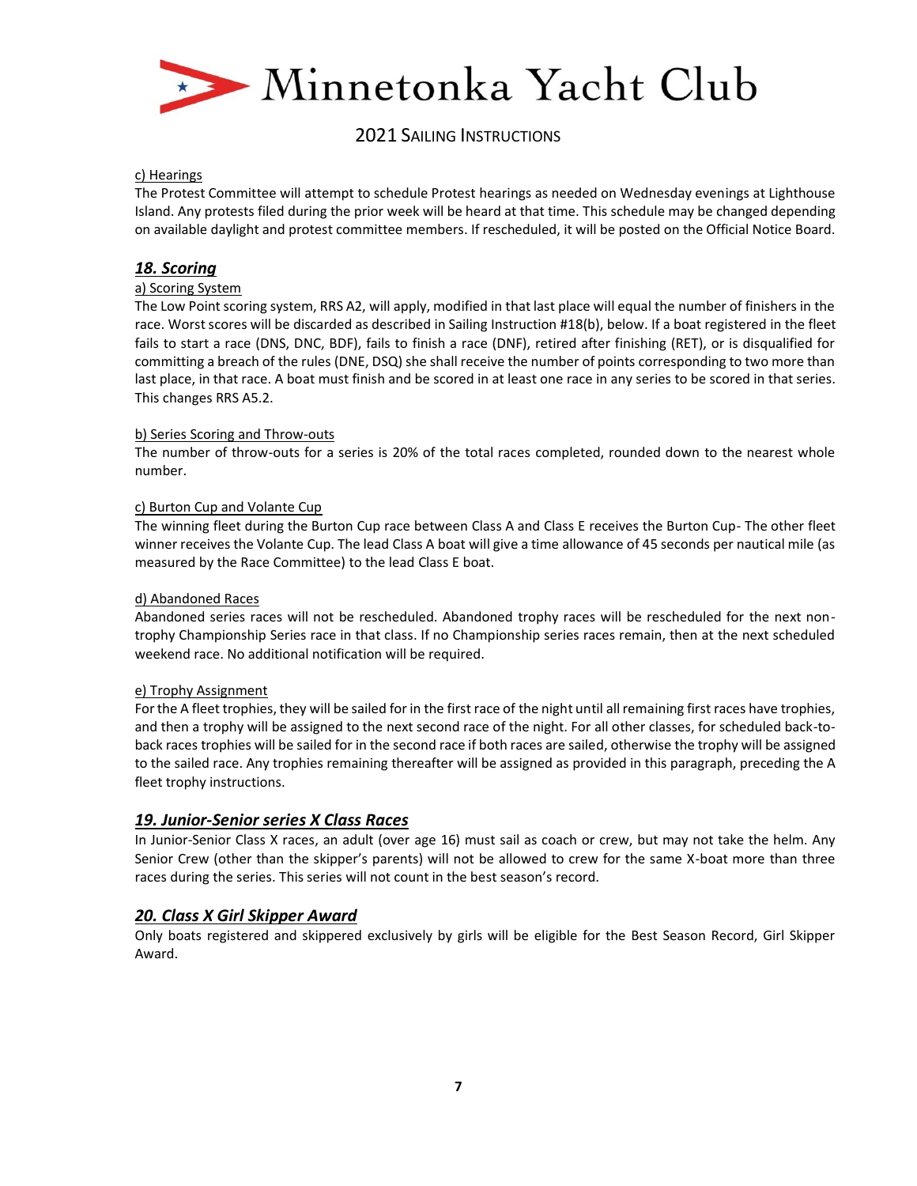c) Hearings

The Protest Committee will attempt to schedule Protest hearings as needed on Wednesday evenings at Lighthouse Island. Any protests filed during the prior week will be heard at that time. This schedule may be changed depending on available daylight and protest committee members. If rescheduled, it will be posted on the Official Notice Board.

## *18. Scoring*

a) Scoring System

The Low Point scoring system, RRS A2, will apply, modified in that last place will equal the number of finishers in the race. Worst scores will be discarded as described in Sailing Instruction #18(b), below. If a boat registered in the fleet fails to start a race (DNS, DNC, BDF), fails to finish a race (DNF), retired after finishing (RET), or is disqualified for committing a breach of the rules (DNE, DSQ) she shall receive the number of points corresponding to two more than last place, in that race. A boat must finish and be scored in at least one race in any series to be scored in that series. This changes RRS A5.2.

b) Series Scoring and Throw-outs

The number of throw-outs for a series is 20% of the total races completed, rounded down to the nearest whole number.

c) Burton Cup and Volante Cup

The winning fleet during the Burton Cup race between Class A and Class E receives the Burton Cup- The other fleet winner receives the Volante Cup. The lead Class A boat will give a time allowance of 45 seconds per nautical mile (as measured by the Race Committee) to the lead Class E boat.

d) Abandoned Races

Abandoned series races will not be rescheduled. Abandoned trophy races will be rescheduled for the next non-trophy Championship Series race in that class. If no Championship series races remain, then at the next scheduled weekend race. No additional notification will be required.

e) Trophy Assignment

For the A fleet trophies, they will be sailed for in the first race of the night until all remaining first races have trophies, and then a trophy will be assigned to the next second race of the night. For all other classes, for scheduled back-to-back races trophies will be sailed for in the second race if both races are sailed, otherwise the trophy will be assigned to the sailed race. Any trophies remaining thereafter will be assigned as provided in this paragraph, preceding the A fleet trophy instructions.

## *19. Junior-Senior series X Class Races*

In Junior-Senior Class X races, an adult (over age 16) must sail as coach or crew, but may not take the helm. Any Senior Crew (other than the skipper's parents) will not be allowed to crew for the same X-boat more than three races during the series. This series will not count in the best season's record.

## *20. Class X Girl Skipper Award*

Only boats registered and skippered exclusively by girls will be eligible for the Best Season Record, Girl Skipper Award.